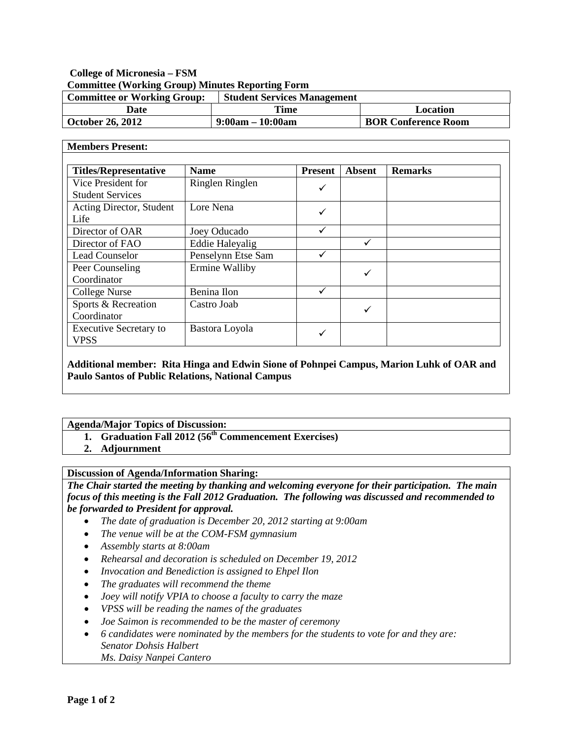**College of Micronesia – FSM**
**Committee (Working Group) Minutes Reporting Form**

| **Committee or Working Group:** | **Student Services Management** | |
|---|---|---|
| **Date** | **Time** | **Location** |
| **October 26, 2012** | **9:00am – 10:00am** | **BOR Conference Room** |

**Members Present:**

| Titles/Representative | Name | Present | Absent | Remarks |
|---|---|---|---|---|
| Vice President for Student Services | Ringlen Ringlen | ✓ | | |
| Acting Director, Student Life | Lore Nena | ✓ | | |
| Director of OAR | Joey Oducado | ✓ | | |
| Director of FAO | Eddie Haleyalig | | ✓ | |
| Lead Counselor | Penselynn Etse Sam | ✓ | | |
| Peer Counseling Coordinator | Ermine Walliby | | ✓ | |
| College Nurse | Benina Ilon | ✓ | | |
| Sports & Recreation Coordinator | Castro Joab | | ✓ | |
| Executive Secretary to VPSS | Bastora Loyola | ✓ | | |

**Additional member: Rita Hinga and Edwin Sione of Pohnpei Campus, Marion Luhk of OAR and Paulo Santos of Public Relations, National Campus**

**Agenda/Major Topics of Discussion:**

1. **Graduation Fall 2012 (56th Commencement Exercises)**
2. **Adjournment**

**Discussion of Agenda/Information Sharing:**

***The Chair started the meeting by thanking and welcoming everyone for their participation. The main focus of this meeting is the Fall 2012 Graduation. The following was discussed and recommended to be forwarded to President for approval.***

- *The date of graduation is December 20, 2012 starting at 9:00am*
- *The venue will be at the COM-FSM gymnasium*
- *Assembly starts at 8:00am*
- *Rehearsal and decoration is scheduled on December 19, 2012*
- *Invocation and Benediction is assigned to Ehpel Ilon*
- *The graduates will recommend the theme*
- *Joey will notify VPIA to choose a faculty to carry the maze*
- *VPSS will be reading the names of the graduates*
- *Joe Saimon is recommended to be the master of ceremony*
- *6 candidates were nominated by the members for the students to vote for and they are:*
  *Senator Dohsis Halbert*
  *Ms. Daisy Napei Cantero*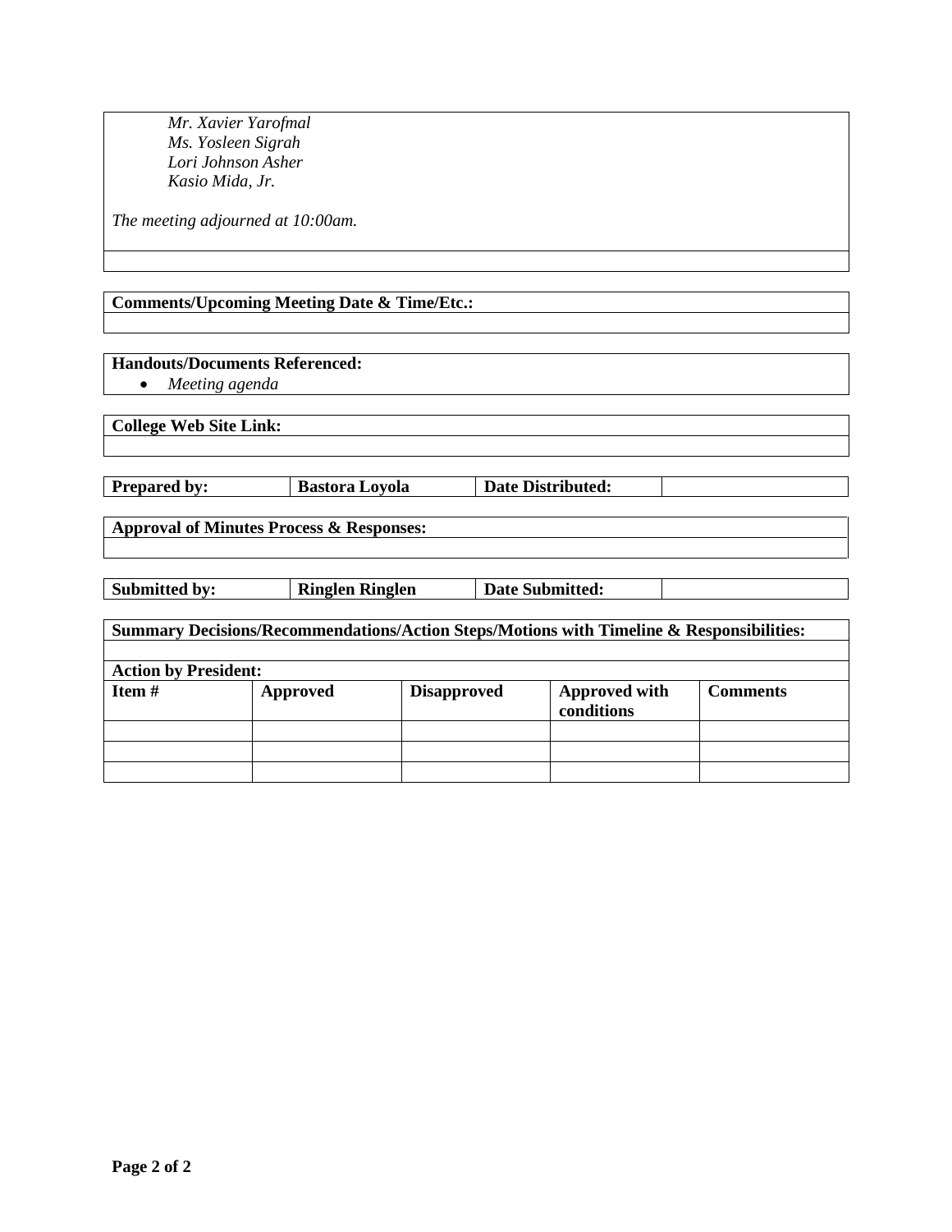*Mr. Xavier Yarofmal*
*Ms. Yosleen Sigrah*
*Lori Johnson Asher*
*Kasio Mida, Jr.*

*The meeting adjourned at 10:00am.*

**Comments/Upcoming Meeting Date & Time/Etc.:**

**Handouts/Documents Referenced:**

- *Meeting agenda*

**College Web Site Link:**

| **Prepared by:** | **Bastora Loyola** | **Date Distributed:** | |
|---|---|---|---|

**Approval of Minutes Process & Responses:**

| **Submitted by:** | **Ringlen Ringlen** | **Date Submitted:** | |
|---|---|---|---|

**Summary Decisions/Recommendations/Action Steps/Motions with Timeline & Responsibilities:**

**Action by President:**

| **Item #** | **Approved** | **Disapproved** | **Approved with conditions** | **Comments** |
|---|---|---|---|---|
| | | | | |
| | | | | |
| | | | | |